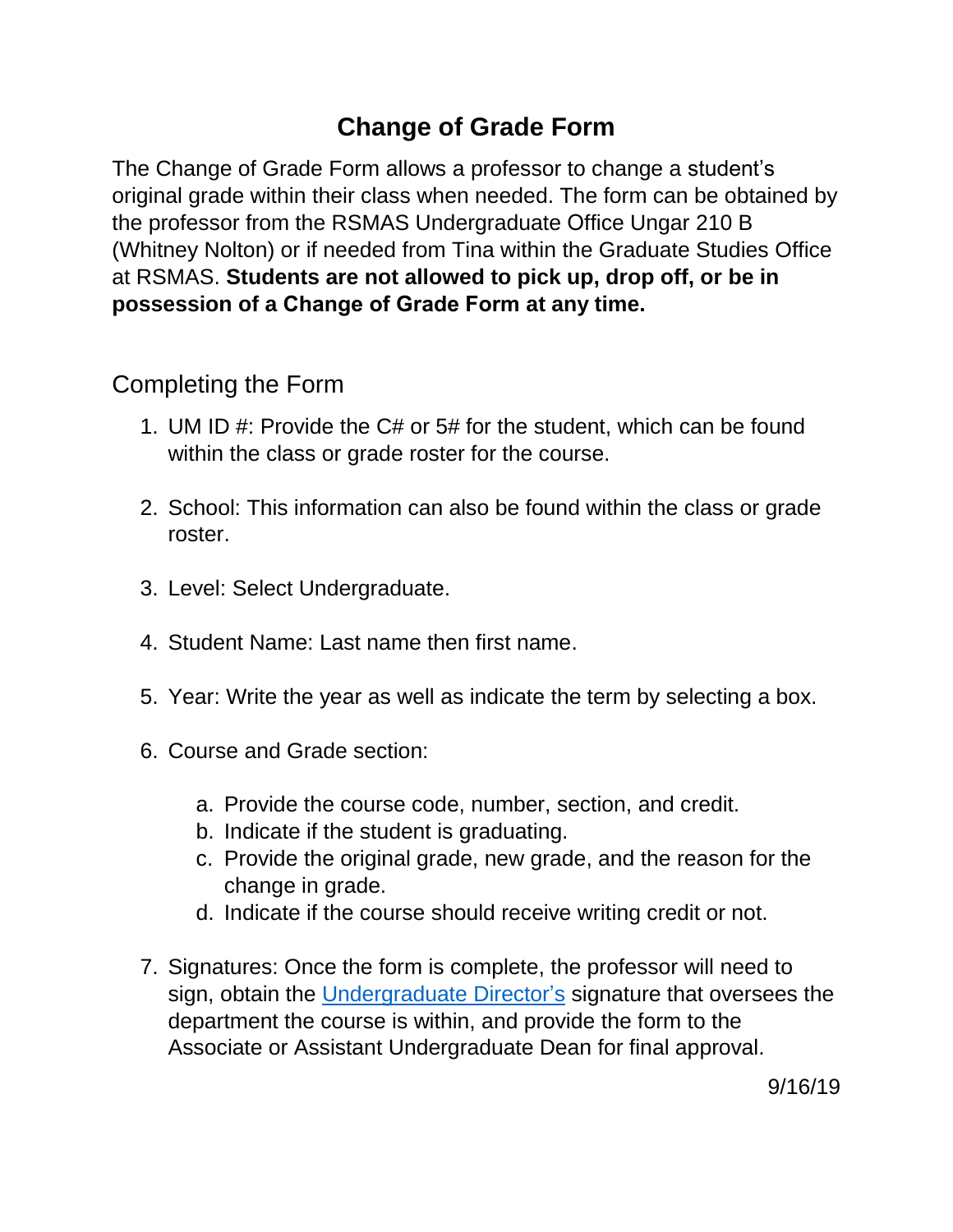# Change of Grade Form

The Change of Grade Form allows a professor to change a student's original grade within their class when needed. The form can be obtained by the professor from the RSMAS Undergraduate Office Ungar 210 B (Whitney Nolton) or if needed from Tina within the Graduate Studies Office at RSMAS. **Students are not allowed to pick up, drop off, or be in possession of a Change of Grade Form at any time.**

## Completing the Form

1. UM ID #: Provide the C# or 5# for the student, which can be found within the class or grade roster for the course.

2. School: This information can also be found within the class or grade roster.

3. Level: Select Undergraduate.

4. Student Name: Last name then first name.

5. Year: Write the year as well as indicate the term by selecting a box.

6. Course and Grade section:

   a. Provide the course code, number, section, and credit.
   b. Indicate if the student is graduating.
   c. Provide the original grade, new grade, and the reason for the change in grade.
   d. Indicate if the course should receive writing credit or not.

7. Signatures: Once the form is complete, the professor will need to sign, obtain the Undergraduate Director's signature that oversees the department the course is within, and provide the form to the Associate or Assistant Undergraduate Dean for final approval.

9/16/19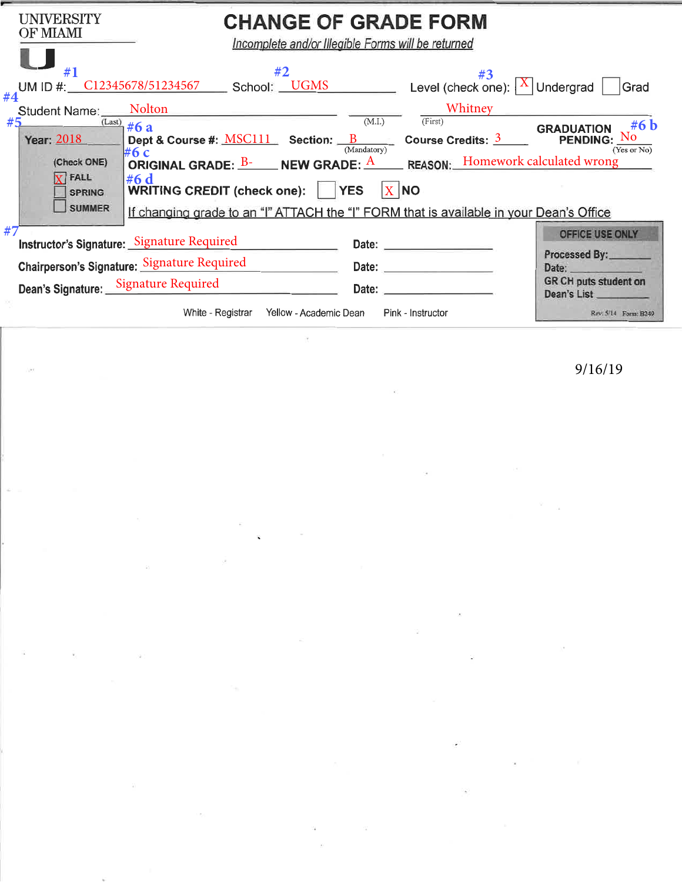UNIVERSITY OF MIAMI

# CHANGE OF GRADE FORM

*Incomplete and/or Illegible Forms will be returned*

#1 UM ID #: C12345678/51234567

#2 School: UGMS

#3 Level (check one): [X] Undergrad [ ] Grad

#4 Student Name: Nolton (Last) ____ (M.I.) Whitney (First)

#5 Year: 2018

(Check ONE)

- [X] FALL
- [ ] SPRING
- [ ] SUMMER

#6 a Dept & Course #: MSC111 Section: B (Mandatory) Course Credits: 3

#6 b GRADUATION PENDING: No (Yes or No)

#6 c ORIGINAL GRADE: B- NEW GRADE: A REASON: Homework calculated wrong

#6 d WRITING CREDIT (check one): [ ] YES [X] NO

If changing grade to an "I" ATTACH the "I" FORM that is available in your Dean's Office

#7

Instructor's Signature: Signature Required Date: ____

Chairperson's Signature: Signature Required Date: ____

Dean's Signature: Signature Required Date: ____

**OFFICE USE ONLY**

Processed By: ____

Date: ____

GR CH puts student on Dean's List ____

Rev: 5/14 Form: B249

White - Registrar Yellow - Academic Dean Pink - Instructor

9/16/19